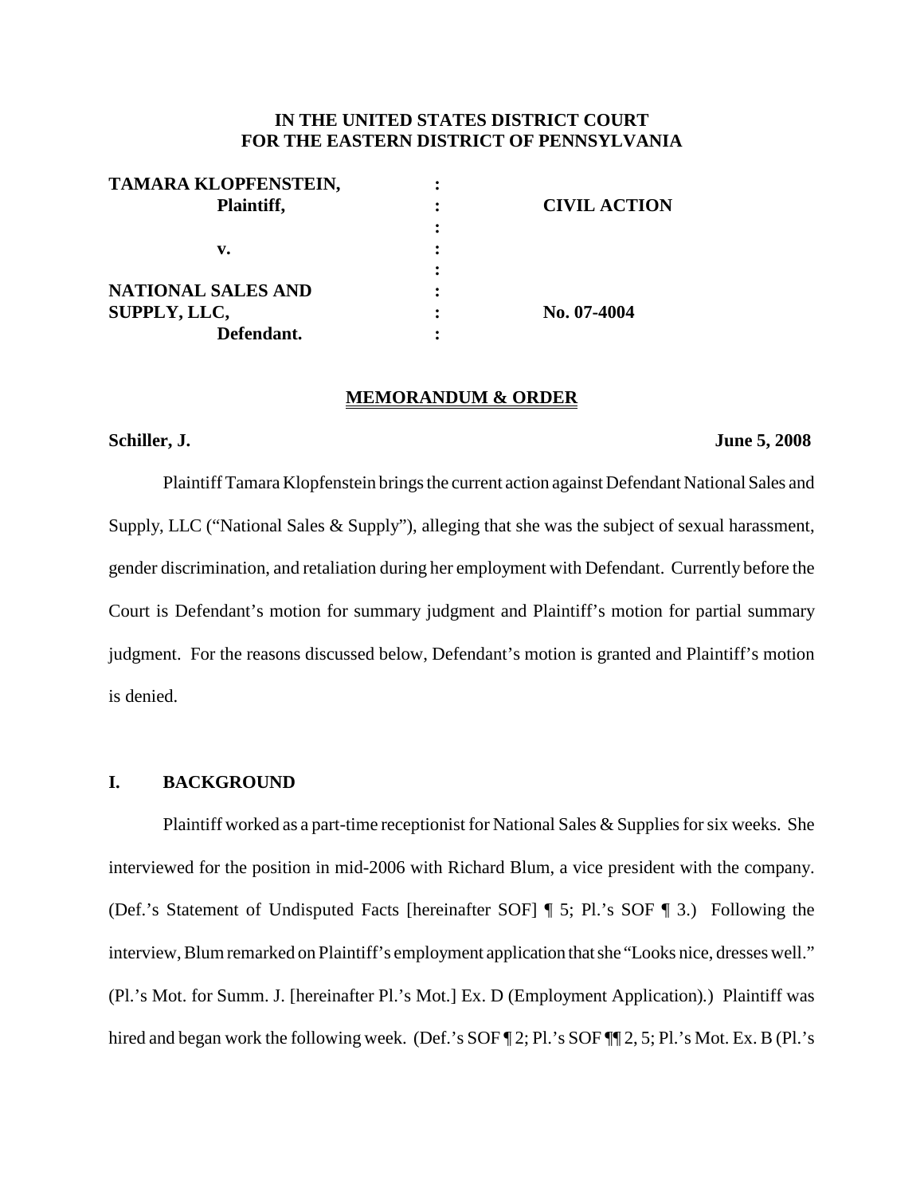**IN THE UNITED STATES DISTRICT COURT**
**FOR THE EASTERN DISTRICT OF PENNSYLVANIA**

| | | |
|---|---|---|
| **TAMARA KLOPFENSTEIN,** | : | |
| **Plaintiff,** | : | **CIVIL ACTION** |
| | : | |
| **v.** | : | |
| | : | |
| **NATIONAL SALES AND** | : | |
| **SUPPLY, LLC,** | : | **No. 07-4004** |
| **Defendant.** | : | |

**MEMORANDUM & ORDER**

**Schiller, J.** **June 5, 2008**

Plaintiff Tamara Klopfenstein brings the current action against Defendant National Sales and Supply, LLC ("National Sales & Supply"), alleging that she was the subject of sexual harassment, gender discrimination, and retaliation during her employment with Defendant. Currently before the Court is Defendant's motion for summary judgment and Plaintiff's motion for partial summary judgment. For the reasons discussed below, Defendant's motion is granted and Plaintiff's motion is denied.

## I. BACKGROUND

Plaintiff worked as a part-time receptionist for National Sales & Supplies for six weeks. She interviewed for the position in mid-2006 with Richard Blum, a vice president with the company. (Def.'s Statement of Undisputed Facts [hereinafter SOF] ¶ 5; Pl.'s SOF ¶ 3.) Following the interview, Blum remarked on Plaintiff's employment application that she "Looks nice, dresses well." (Pl.'s Mot. for Summ. J. [hereinafter Pl.'s Mot.] Ex. D (Employment Application).) Plaintiff was hired and began work the following week. (Def.'s SOF ¶ 2; Pl.'s SOF ¶¶ 2, 5; Pl.'s Mot. Ex. B (Pl.'s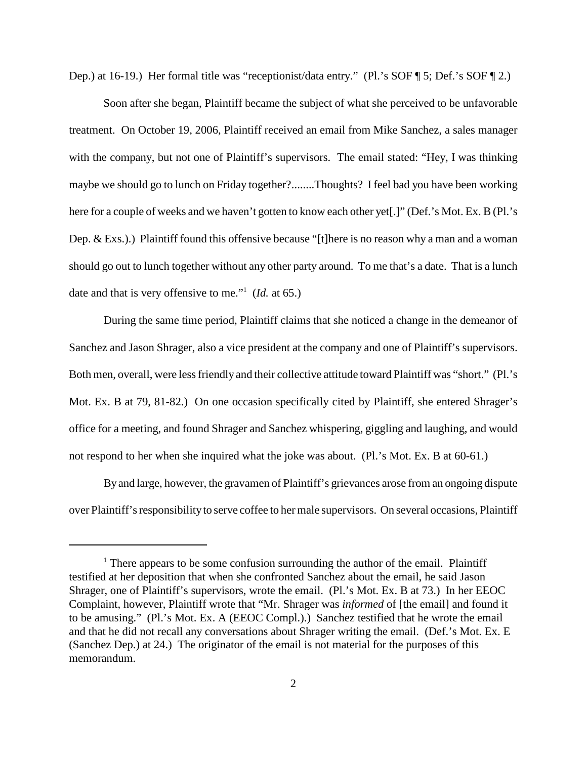Dep.) at 16-19.) Her formal title was "receptionist/data entry." (Pl.'s SOF ¶ 5; Def.'s SOF ¶ 2.)

Soon after she began, Plaintiff became the subject of what she perceived to be unfavorable treatment. On October 19, 2006, Plaintiff received an email from Mike Sanchez, a sales manager with the company, but not one of Plaintiff's supervisors. The email stated: "Hey, I was thinking maybe we should go to lunch on Friday together?........Thoughts? I feel bad you have been working here for a couple of weeks and we haven't gotten to know each other yet[.]" (Def.'s Mot. Ex. B (Pl.'s Dep. & Exs.).) Plaintiff found this offensive because "[t]here is no reason why a man and a woman should go out to lunch together without any other party around. To me that's a date. That is a lunch date and that is very offensive to me."[1] (*Id.* at 65.)

During the same time period, Plaintiff claims that she noticed a change in the demeanor of Sanchez and Jason Shrager, also a vice president at the company and one of Plaintiff's supervisors. Both men, overall, were less friendly and their collective attitude toward Plaintiff was "short." (Pl.'s Mot. Ex. B at 79, 81-82.) On one occasion specifically cited by Plaintiff, she entered Shrager's office for a meeting, and found Shrager and Sanchez whispering, giggling and laughing, and would not respond to her when she inquired what the joke was about. (Pl.'s Mot. Ex. B at 60-61.)

By and large, however, the gravamen of Plaintiff's grievances arose from an ongoing dispute over Plaintiff's responsibility to serve coffee to her male supervisors. On several occasions, Plaintiff

---

[1] There appears to be some confusion surrounding the author of the email. Plaintiff testified at her deposition that when she confronted Sanchez about the email, he said Jason Shrager, one of Plaintiff's supervisors, wrote the email. (Pl.'s Mot. Ex. B at 73.) In her EEOC Complaint, however, Plaintiff wrote that "Mr. Shrager was *informed* of [the email] and found it to be amusing." (Pl.'s Mot. Ex. A (EEOC Compl.).) Sanchez testified that he wrote the email and that he did not recall any conversations about Shrager writing the email. (Def.'s Mot. Ex. E (Sanchez Dep.) at 24.) The originator of the email is not material for the purposes of this memorandum.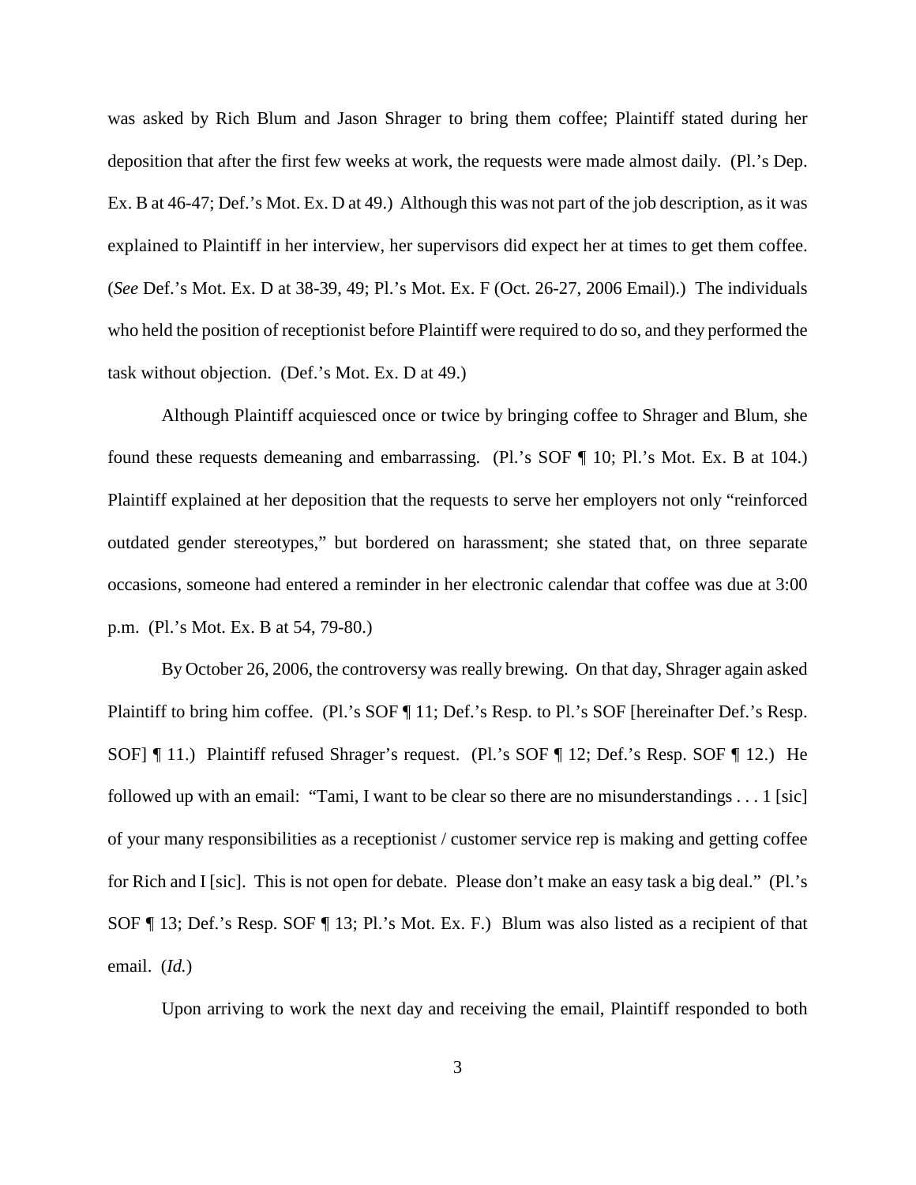was asked by Rich Blum and Jason Shrager to bring them coffee; Plaintiff stated during her deposition that after the first few weeks at work, the requests were made almost daily. (Pl.'s Dep. Ex. B at 46-47; Def.'s Mot. Ex. D at 49.) Although this was not part of the job description, as it was explained to Plaintiff in her interview, her supervisors did expect her at times to get them coffee. (*See* Def.'s Mot. Ex. D at 38-39, 49; Pl.'s Mot. Ex. F (Oct. 26-27, 2006 Email).) The individuals who held the position of receptionist before Plaintiff were required to do so, and they performed the task without objection. (Def.'s Mot. Ex. D at 49.)

Although Plaintiff acquiesced once or twice by bringing coffee to Shrager and Blum, she found these requests demeaning and embarrassing. (Pl.'s SOF ¶ 10; Pl.'s Mot. Ex. B at 104.) Plaintiff explained at her deposition that the requests to serve her employers not only "reinforced outdated gender stereotypes," but bordered on harassment; she stated that, on three separate occasions, someone had entered a reminder in her electronic calendar that coffee was due at 3:00 p.m. (Pl.'s Mot. Ex. B at 54, 79-80.)

By October 26, 2006, the controversy was really brewing. On that day, Shrager again asked Plaintiff to bring him coffee. (Pl.'s SOF ¶ 11; Def.'s Resp. to Pl.'s SOF [hereinafter Def.'s Resp. SOF] ¶ 11.) Plaintiff refused Shrager's request. (Pl.'s SOF ¶ 12; Def.'s Resp. SOF ¶ 12.) He followed up with an email: "Tami, I want to be clear so there are no misunderstandings . . . 1 [sic] of your many responsibilities as a receptionist / customer service rep is making and getting coffee for Rich and I [sic]. This is not open for debate. Please don't make an easy task a big deal." (Pl.'s SOF ¶ 13; Def.'s Resp. SOF ¶ 13; Pl.'s Mot. Ex. F.) Blum was also listed as a recipient of that email. (*Id.*)

Upon arriving to work the next day and receiving the email, Plaintiff responded to both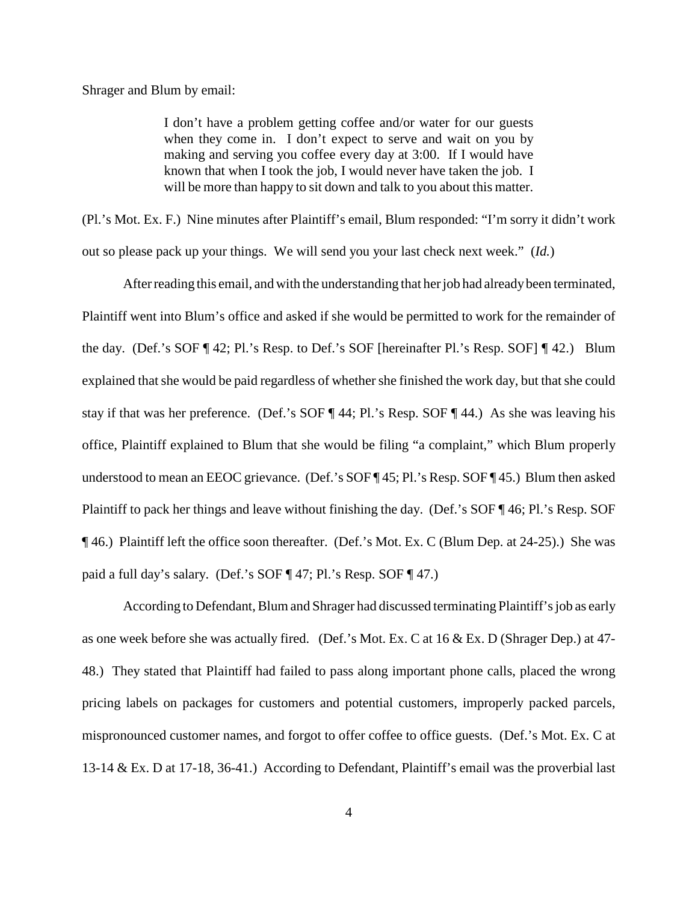Shrager and Blum by email:

> I don't have a problem getting coffee and/or water for our guests when they come in. I don't expect to serve and wait on you by making and serving you coffee every day at 3:00. If I would have known that when I took the job, I would never have taken the job. I will be more than happy to sit down and talk to you about this matter.

(Pl.'s Mot. Ex. F.) Nine minutes after Plaintiff's email, Blum responded: "I'm sorry it didn't work out so please pack up your things. We will send you your last check next week." (*Id.*)

After reading this email, and with the understanding that her job had already been terminated, Plaintiff went into Blum's office and asked if she would be permitted to work for the remainder of the day. (Def.'s SOF ¶ 42; Pl.'s Resp. to Def.'s SOF [hereinafter Pl.'s Resp. SOF] ¶ 42.) Blum explained that she would be paid regardless of whether she finished the work day, but that she could stay if that was her preference. (Def.'s SOF ¶ 44; Pl.'s Resp. SOF ¶ 44.) As she was leaving his office, Plaintiff explained to Blum that she would be filing "a complaint," which Blum properly understood to mean an EEOC grievance. (Def.'s SOF ¶ 45; Pl.'s Resp. SOF ¶ 45.) Blum then asked Plaintiff to pack her things and leave without finishing the day. (Def.'s SOF ¶ 46; Pl.'s Resp. SOF ¶ 46.) Plaintiff left the office soon thereafter. (Def.'s Mot. Ex. C (Blum Dep. at 24-25).) She was paid a full day's salary. (Def.'s SOF ¶ 47; Pl.'s Resp. SOF ¶ 47.)

According to Defendant, Blum and Shrager had discussed terminating Plaintiff's job as early as one week before she was actually fired. (Def.'s Mot. Ex. C at 16 & Ex. D (Shrager Dep.) at 47-48.) They stated that Plaintiff had failed to pass along important phone calls, placed the wrong pricing labels on packages for customers and potential customers, improperly packed parcels, mispronounced customer names, and forgot to offer coffee to office guests. (Def.'s Mot. Ex. C at 13-14 & Ex. D at 17-18, 36-41.) According to Defendant, Plaintiff's email was the proverbial last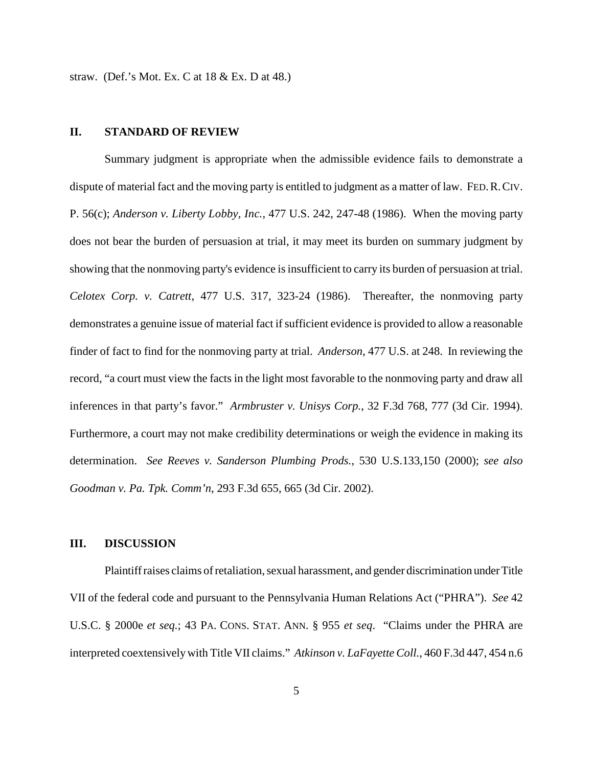straw. (Def.'s Mot. Ex. C at 18 & Ex. D at 48.)

## II. STANDARD OF REVIEW

Summary judgment is appropriate when the admissible evidence fails to demonstrate a dispute of material fact and the moving party is entitled to judgment as a matter of law. FED. R. CIV. P. 56(c); *Anderson v. Liberty Lobby, Inc.*, 477 U.S. 242, 247-48 (1986). When the moving party does not bear the burden of persuasion at trial, it may meet its burden on summary judgment by showing that the nonmoving party's evidence is insufficient to carry its burden of persuasion at trial. *Celotex Corp. v. Catrett*, 477 U.S. 317, 323-24 (1986). Thereafter, the nonmoving party demonstrates a genuine issue of material fact if sufficient evidence is provided to allow a reasonable finder of fact to find for the nonmoving party at trial. *Anderson*, 477 U.S. at 248. In reviewing the record, "a court must view the facts in the light most favorable to the nonmoving party and draw all inferences in that party's favor." *Armbruster v. Unisys Corp.*, 32 F.3d 768, 777 (3d Cir. 1994). Furthermore, a court may not make credibility determinations or weigh the evidence in making its determination. *See Reeves v. Sanderson Plumbing Prods.*, 530 U.S.133,150 (2000); *see also Goodman v. Pa. Tpk. Comm'n*, 293 F.3d 655, 665 (3d Cir. 2002).

## III. DISCUSSION

Plaintiff raises claims of retaliation, sexual harassment, and gender discrimination under Title VII of the federal code and pursuant to the Pennsylvania Human Relations Act ("PHRA"). *See* 42 U.S.C. § 2000e *et seq.*; 43 PA. CONS. STAT. ANN. § 955 *et seq*. "Claims under the PHRA are interpreted coextensively with Title VII claims." *Atkinson v. LaFayette Coll.*, 460 F.3d 447, 454 n.6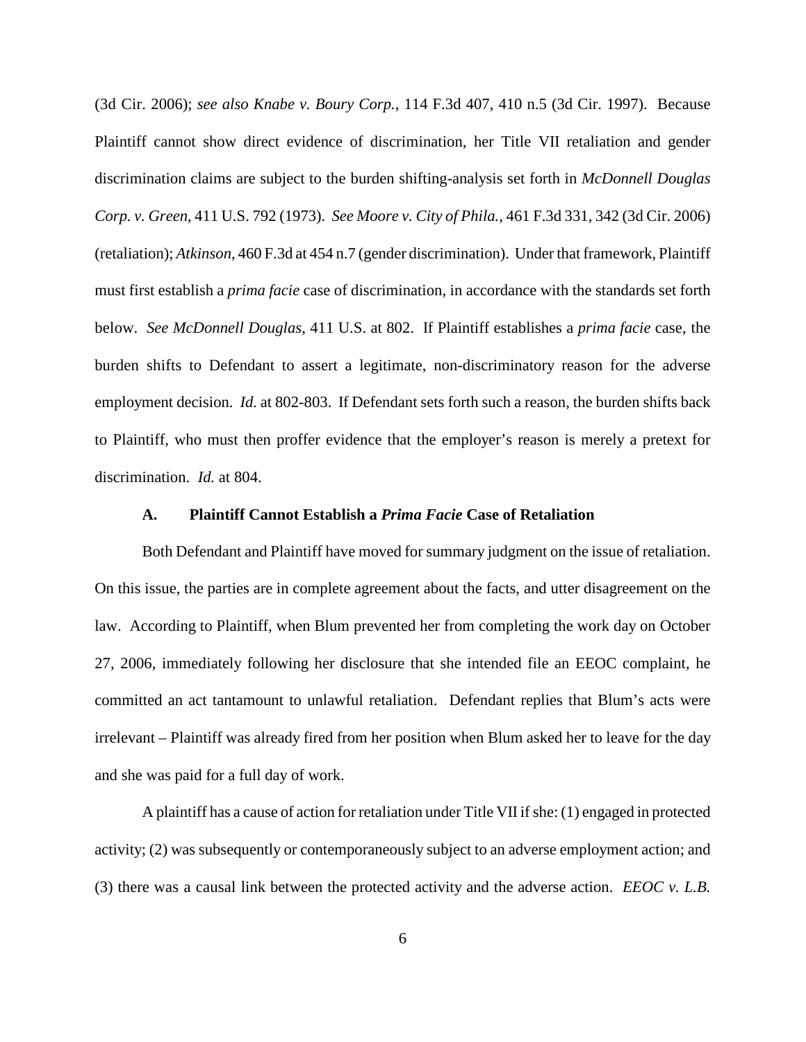(3d Cir. 2006); *see also Knabe v. Boury Corp.*, 114 F.3d 407, 410 n.5 (3d Cir. 1997). Because Plaintiff cannot show direct evidence of discrimination, her Title VII retaliation and gender discrimination claims are subject to the burden shifting-analysis set forth in *McDonnell Douglas Corp. v. Green*, 411 U.S. 792 (1973). *See Moore v. City of Phila.*, 461 F.3d 331, 342 (3d Cir. 2006) (retaliation); *Atkinson*, 460 F.3d at 454 n.7 (gender discrimination). Under that framework, Plaintiff must first establish a *prima facie* case of discrimination, in accordance with the standards set forth below. *See McDonnell Douglas*, 411 U.S. at 802. If Plaintiff establishes a *prima facie* case, the burden shifts to Defendant to assert a legitimate, non-discriminatory reason for the adverse employment decision. *Id.* at 802-803. If Defendant sets forth such a reason, the burden shifts back to Plaintiff, who must then proffer evidence that the employer's reason is merely a pretext for discrimination. *Id.* at 804.

### A. Plaintiff Cannot Establish a *Prima Facie* Case of Retaliation

Both Defendant and Plaintiff have moved for summary judgment on the issue of retaliation. On this issue, the parties are in complete agreement about the facts, and utter disagreement on the law. According to Plaintiff, when Blum prevented her from completing the work day on October 27, 2006, immediately following her disclosure that she intended file an EEOC complaint, he committed an act tantamount to unlawful retaliation. Defendant replies that Blum's acts were irrelevant – Plaintiff was already fired from her position when Blum asked her to leave for the day and she was paid for a full day of work.

A plaintiff has a cause of action for retaliation under Title VII if she: (1) engaged in protected activity; (2) was subsequently or contemporaneously subject to an adverse employment action; and (3) there was a causal link between the protected activity and the adverse action. *EEOC v. L.B.*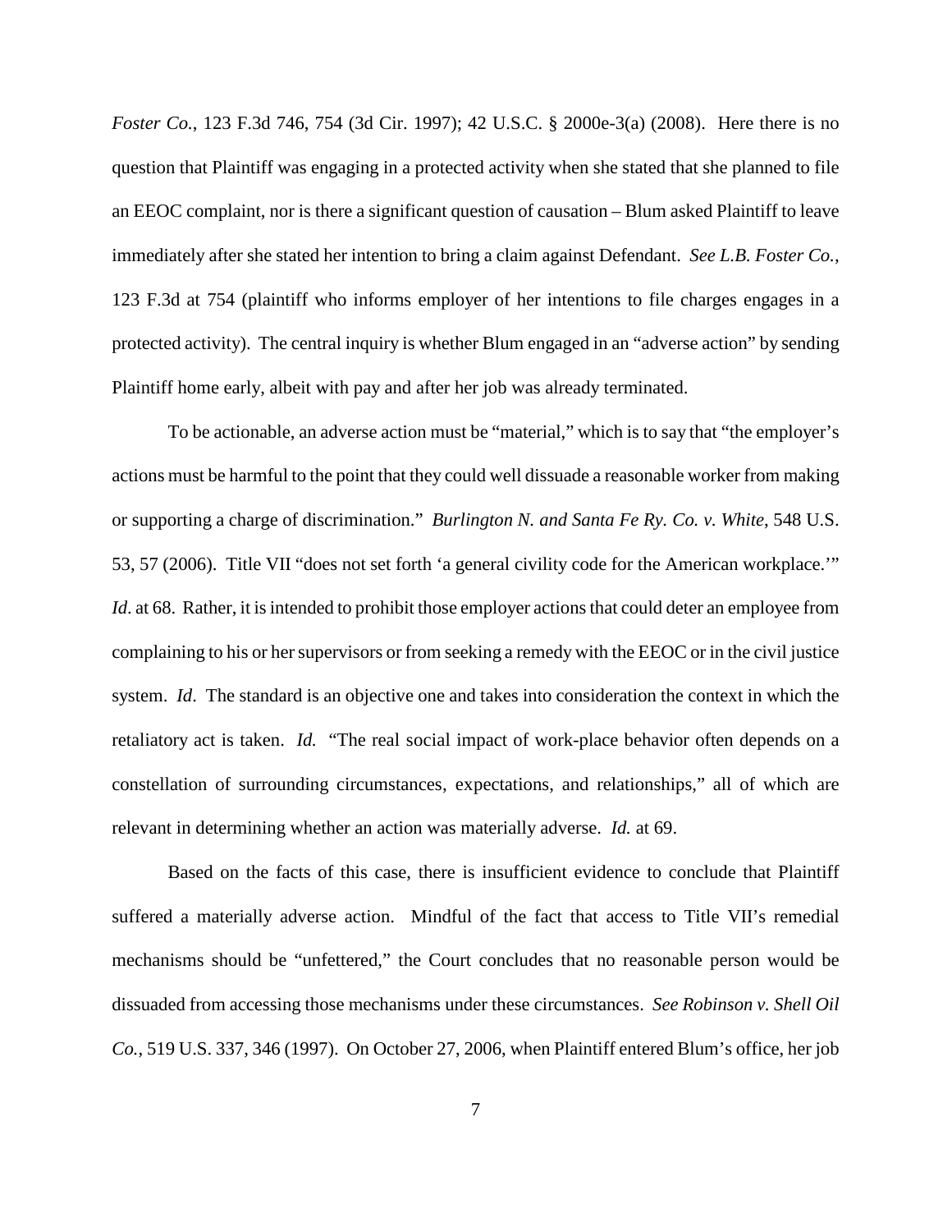*Foster Co.*, 123 F.3d 746, 754 (3d Cir. 1997); 42 U.S.C. § 2000e-3(a) (2008). Here there is no question that Plaintiff was engaging in a protected activity when she stated that she planned to file an EEOC complaint, nor is there a significant question of causation – Blum asked Plaintiff to leave immediately after she stated her intention to bring a claim against Defendant. *See L.B. Foster Co.*, 123 F.3d at 754 (plaintiff who informs employer of her intentions to file charges engages in a protected activity). The central inquiry is whether Blum engaged in an "adverse action" by sending Plaintiff home early, albeit with pay and after her job was already terminated.

To be actionable, an adverse action must be "material," which is to say that "the employer's actions must be harmful to the point that they could well dissuade a reasonable worker from making or supporting a charge of discrimination." *Burlington N. and Santa Fe Ry. Co. v. White*, 548 U.S. 53, 57 (2006). Title VII "does not set forth 'a general civility code for the American workplace.'" *Id*. at 68. Rather, it is intended to prohibit those employer actions that could deter an employee from complaining to his or her supervisors or from seeking a remedy with the EEOC or in the civil justice system. *Id*. The standard is an objective one and takes into consideration the context in which the retaliatory act is taken. *Id.* "The real social impact of work-place behavior often depends on a constellation of surrounding circumstances, expectations, and relationships," all of which are relevant in determining whether an action was materially adverse. *Id.* at 69.

Based on the facts of this case, there is insufficient evidence to conclude that Plaintiff suffered a materially adverse action. Mindful of the fact that access to Title VII's remedial mechanisms should be "unfettered," the Court concludes that no reasonable person would be dissuaded from accessing those mechanisms under these circumstances. *See Robinson v. Shell Oil Co.*, 519 U.S. 337, 346 (1997). On October 27, 2006, when Plaintiff entered Blum's office, her job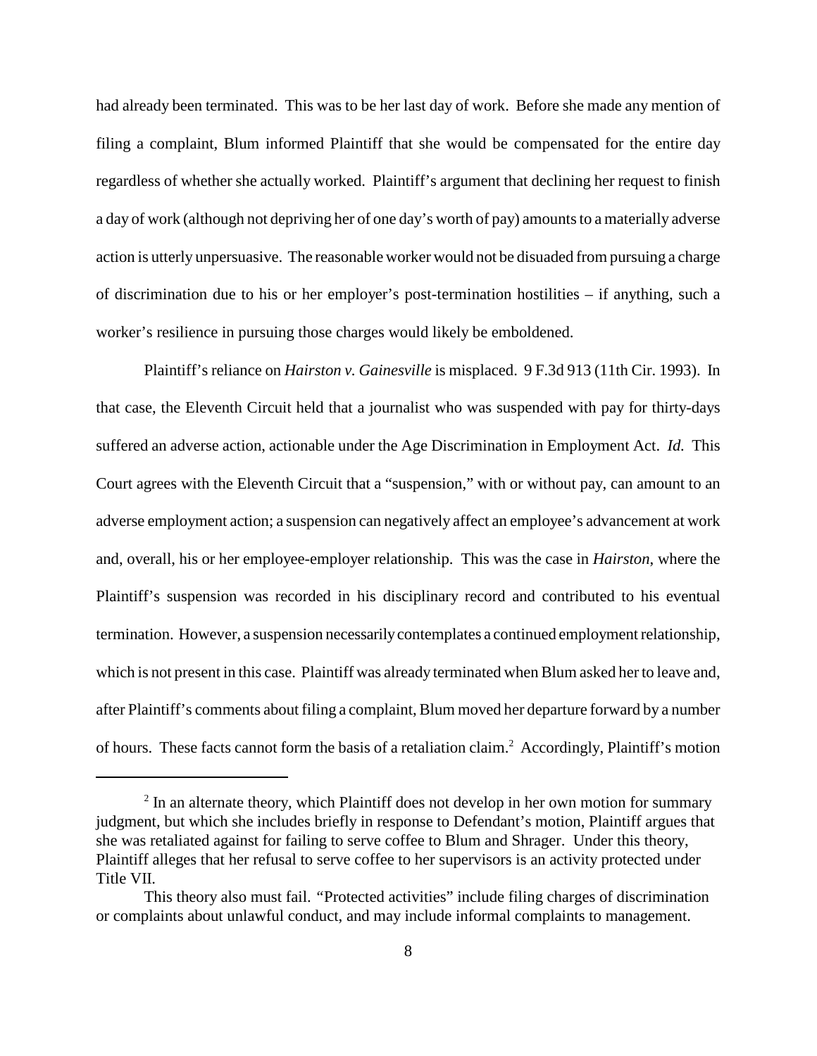had already been terminated. This was to be her last day of work. Before she made any mention of filing a complaint, Blum informed Plaintiff that she would be compensated for the entire day regardless of whether she actually worked. Plaintiff's argument that declining her request to finish a day of work (although not depriving her of one day's worth of pay) amounts to a materially adverse action is utterly unpersuasive. The reasonable worker would not be disuaded from pursuing a charge of discrimination due to his or her employer's post-termination hostilities – if anything, such a worker's resilience in pursuing those charges would likely be emboldened.

Plaintiff's reliance on *Hairston v. Gainesville* is misplaced. 9 F.3d 913 (11th Cir. 1993). In that case, the Eleventh Circuit held that a journalist who was suspended with pay for thirty-days suffered an adverse action, actionable under the Age Discrimination in Employment Act. *Id.* This Court agrees with the Eleventh Circuit that a "suspension," with or without pay, can amount to an adverse employment action; a suspension can negatively affect an employee's advancement at work and, overall, his or her employee-employer relationship. This was the case in *Hairston*, where the Plaintiff's suspension was recorded in his disciplinary record and contributed to his eventual termination. However, a suspension necessarily contemplates a continued employment relationship, which is not present in this case. Plaintiff was already terminated when Blum asked her to leave and, after Plaintiff's comments about filing a complaint, Blum moved her departure forward by a number of hours. These facts cannot form the basis of a retaliation claim.[2] Accordingly, Plaintiff's motion

---

[2] In an alternate theory, which Plaintiff does not develop in her own motion for summary judgment, but which she includes briefly in response to Defendant's motion, Plaintiff argues that she was retaliated against for failing to serve coffee to Blum and Shrager. Under this theory, Plaintiff alleges that her refusal to serve coffee to her supervisors is an activity protected under Title VII.

This theory also must fail. "Protected activities" include filing charges of discrimination or complaints about unlawful conduct, and may include informal complaints to management.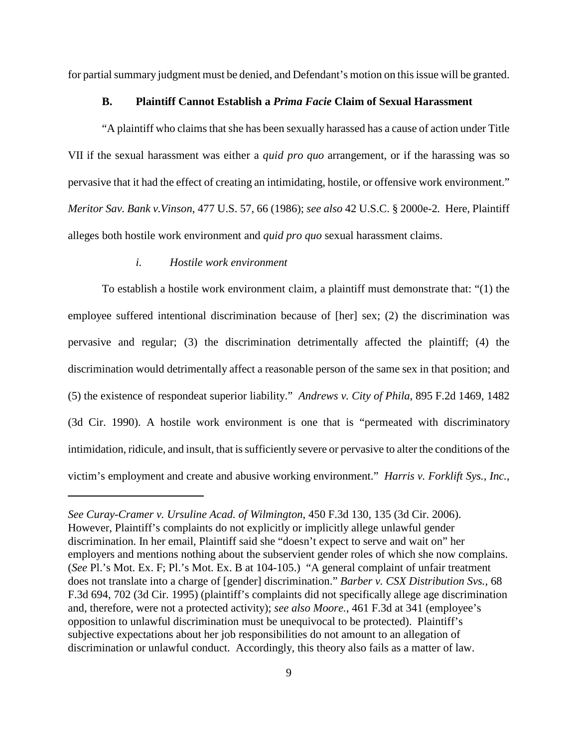for partial summary judgment must be denied, and Defendant's motion on this issue will be granted.

### B. Plaintiff Cannot Establish a *Prima Facie* Claim of Sexual Harassment

"A plaintiff who claims that she has been sexually harassed has a cause of action under Title VII if the sexual harassment was either a *quid pro quo* arrangement, or if the harassing was so pervasive that it had the effect of creating an intimidating, hostile, or offensive work environment." *Meritor Sav. Bank v.Vinson*, 477 U.S. 57, 66 (1986); *see also* 42 U.S.C. § 2000e-2. Here, Plaintiff alleges both hostile work environment and *quid pro quo* sexual harassment claims.

#### *i. Hostile work environment*

To establish a hostile work environment claim, a plaintiff must demonstrate that: "(1) the employee suffered intentional discrimination because of [her] sex; (2) the discrimination was pervasive and regular; (3) the discrimination detrimentally affected the plaintiff; (4) the discrimination would detrimentally affect a reasonable person of the same sex in that position; and (5) the existence of respondeat superior liability." *Andrews v. City of Phila*, 895 F.2d 1469, 1482 (3d Cir. 1990). A hostile work environment is one that is "permeated with discriminatory intimidation, ridicule, and insult, that is sufficiently severe or pervasive to alter the conditions of the victim's employment and create and abusive working environment." *Harris v. Forklift Sys., Inc.*,

---

*See Curay-Cramer v. Ursuline Acad. of Wilmington*, 450 F.3d 130, 135 (3d Cir. 2006). However, Plaintiff's complaints do not explicitly or implicitly allege unlawful gender discrimination. In her email, Plaintiff said she "doesn't expect to serve and wait on" her employers and mentions nothing about the subservient gender roles of which she now complains. (*See* Pl.'s Mot. Ex. F; Pl.'s Mot. Ex. B at 104-105.) "A general complaint of unfair treatment does not translate into a charge of [gender] discrimination." *Barber v. CSX Distribution Svs.*, 68 F.3d 694, 702 (3d Cir. 1995) (plaintiff's complaints did not specifically allege age discrimination and, therefore, were not a protected activity); *see also Moore.*, 461 F.3d at 341 (employee's opposition to unlawful discrimination must be unequivocal to be protected). Plaintiff's subjective expectations about her job responsibilities do not amount to an allegation of discrimination or unlawful conduct. Accordingly, this theory also fails as a matter of law.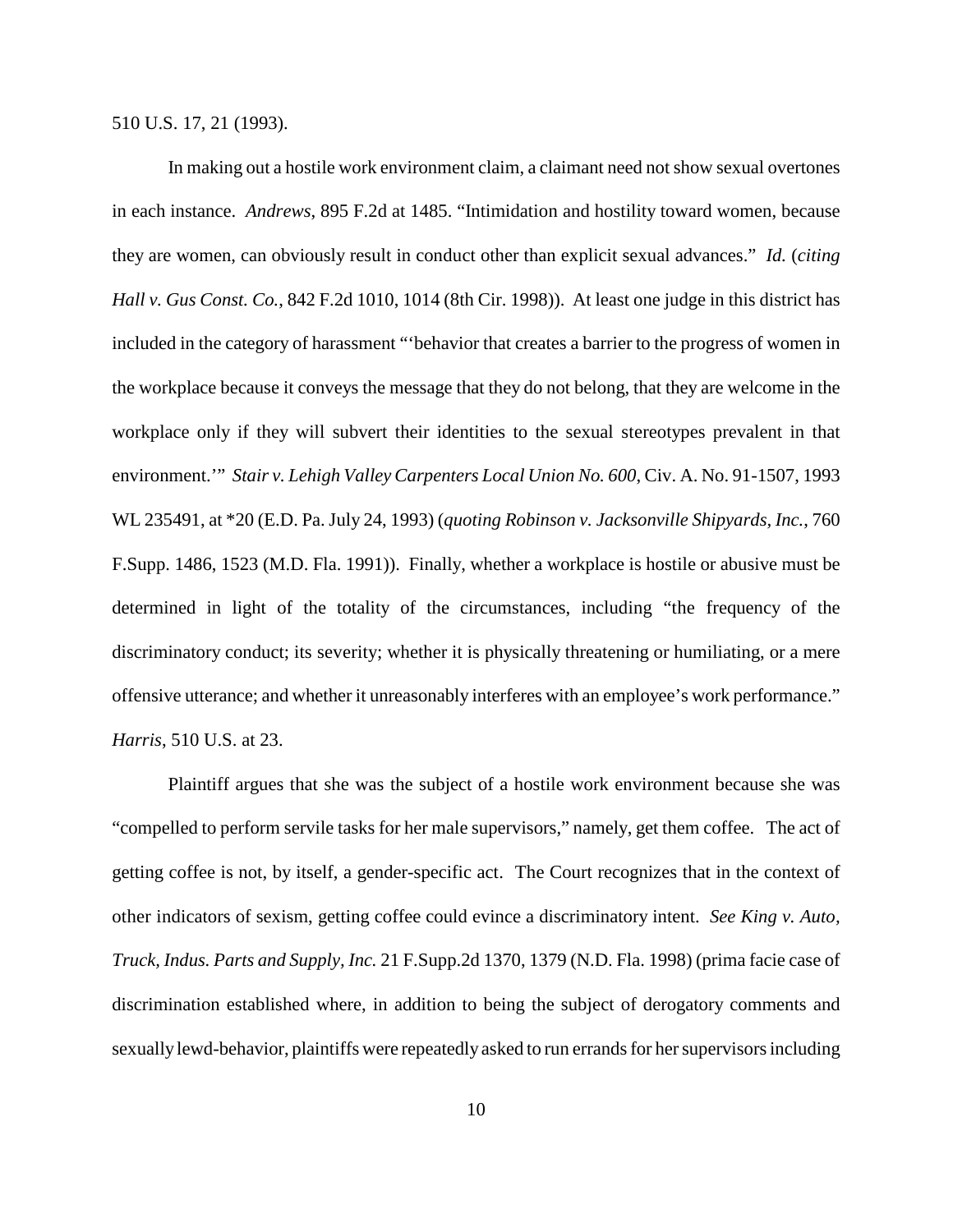510 U.S. 17, 21 (1993).

In making out a hostile work environment claim, a claimant need not show sexual overtones in each instance. *Andrews*, 895 F.2d at 1485. "Intimidation and hostility toward women, because they are women, can obviously result in conduct other than explicit sexual advances." *Id.* (*citing Hall v. Gus Const. Co.*, 842 F.2d 1010, 1014 (8th Cir. 1998)). At least one judge in this district has included in the category of harassment "'behavior that creates a barrier to the progress of women in the workplace because it conveys the message that they do not belong, that they are welcome in the workplace only if they will subvert their identities to the sexual stereotypes prevalent in that environment.'" *Stair v. Lehigh Valley Carpenters Local Union No. 600*, Civ. A. No. 91-1507, 1993 WL 235491, at *20 (E.D. Pa. July 24, 1993) (*quoting Robinson v. Jacksonville Shipyards, Inc.*, 760 F.Supp. 1486, 1523 (M.D. Fla. 1991)). Finally, whether a workplace is hostile or abusive must be determined in light of the totality of the circumstances, including "the frequency of the discriminatory conduct; its severity; whether it is physically threatening or humiliating, or a mere offensive utterance; and whether it unreasonably interferes with an employee's work performance." *Harris*, 510 U.S. at 23.

Plaintiff argues that she was the subject of a hostile work environment because she was "compelled to perform servile tasks for her male supervisors," namely, get them coffee. The act of getting coffee is not, by itself, a gender-specific act. The Court recognizes that in the context of other indicators of sexism, getting coffee could evince a discriminatory intent. *See King v. Auto, Truck, Indus. Parts and Supply, Inc.* 21 F.Supp.2d 1370, 1379 (N.D. Fla. 1998) (prima facie case of discrimination established where, in addition to being the subject of derogatory comments and sexually lewd-behavior, plaintiffs were repeatedly asked to run errands for her supervisors including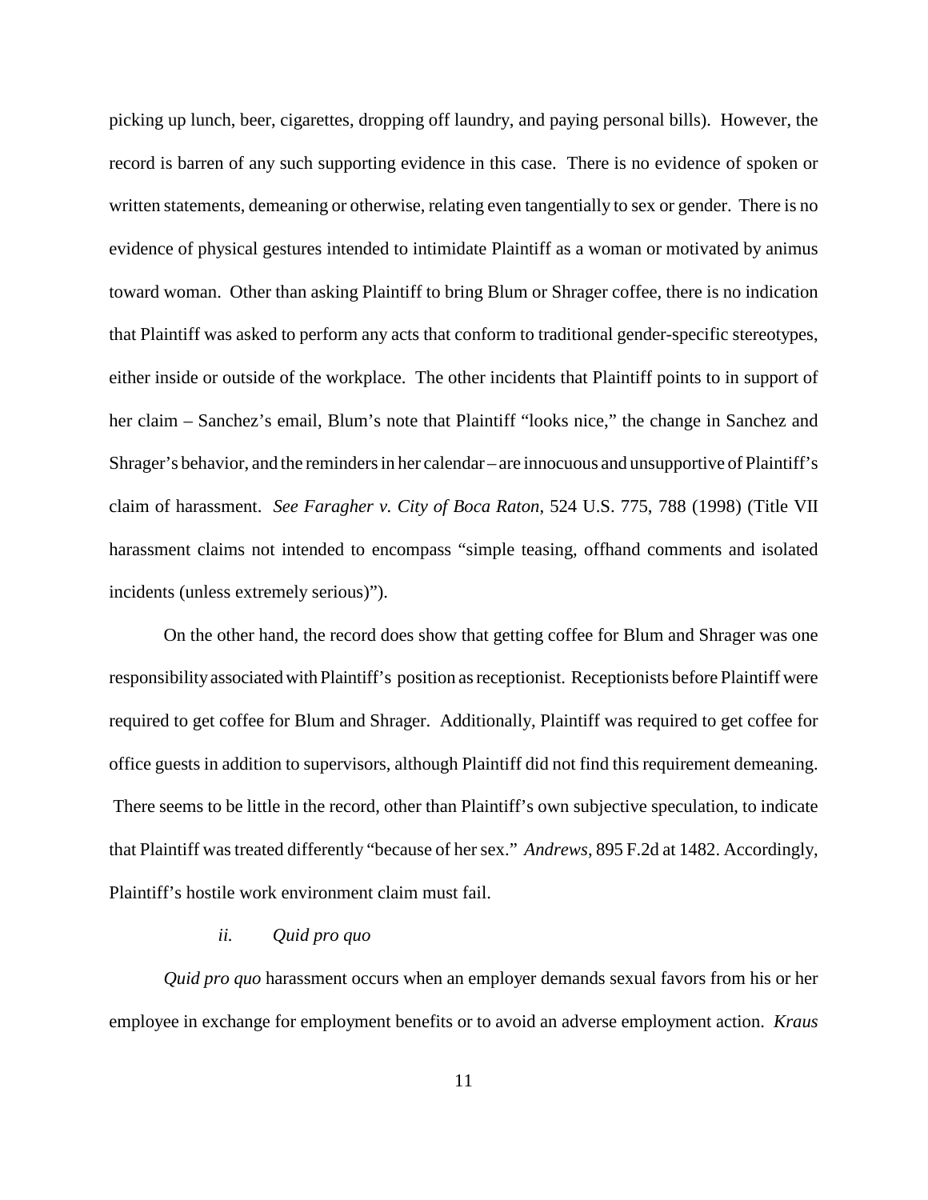picking up lunch, beer, cigarettes, dropping off laundry, and paying personal bills). However, the record is barren of any such supporting evidence in this case. There is no evidence of spoken or written statements, demeaning or otherwise, relating even tangentially to sex or gender. There is no evidence of physical gestures intended to intimidate Plaintiff as a woman or motivated by animus toward woman. Other than asking Plaintiff to bring Blum or Shrager coffee, there is no indication that Plaintiff was asked to perform any acts that conform to traditional gender-specific stereotypes, either inside or outside of the workplace. The other incidents that Plaintiff points to in support of her claim – Sanchez's email, Blum's note that Plaintiff "looks nice," the change in Sanchez and Shrager's behavior, and the reminders in her calendar – are innocuous and unsupportive of Plaintiff's claim of harassment. *See Faragher v. City of Boca Raton*, 524 U.S. 775, 788 (1998) (Title VII harassment claims not intended to encompass "simple teasing, offhand comments and isolated incidents (unless extremely serious)").

On the other hand, the record does show that getting coffee for Blum and Shrager was one responsibility associated with Plaintiff's position as receptionist. Receptionists before Plaintiff were required to get coffee for Blum and Shrager. Additionally, Plaintiff was required to get coffee for office guests in addition to supervisors, although Plaintiff did not find this requirement demeaning. There seems to be little in the record, other than Plaintiff's own subjective speculation, to indicate that Plaintiff was treated differently "because of her sex." *Andrews*, 895 F.2d at 1482. Accordingly, Plaintiff's hostile work environment claim must fail.

*ii. Quid pro quo*

*Quid pro quo* harassment occurs when an employer demands sexual favors from his or her employee in exchange for employment benefits or to avoid an adverse employment action. *Kraus*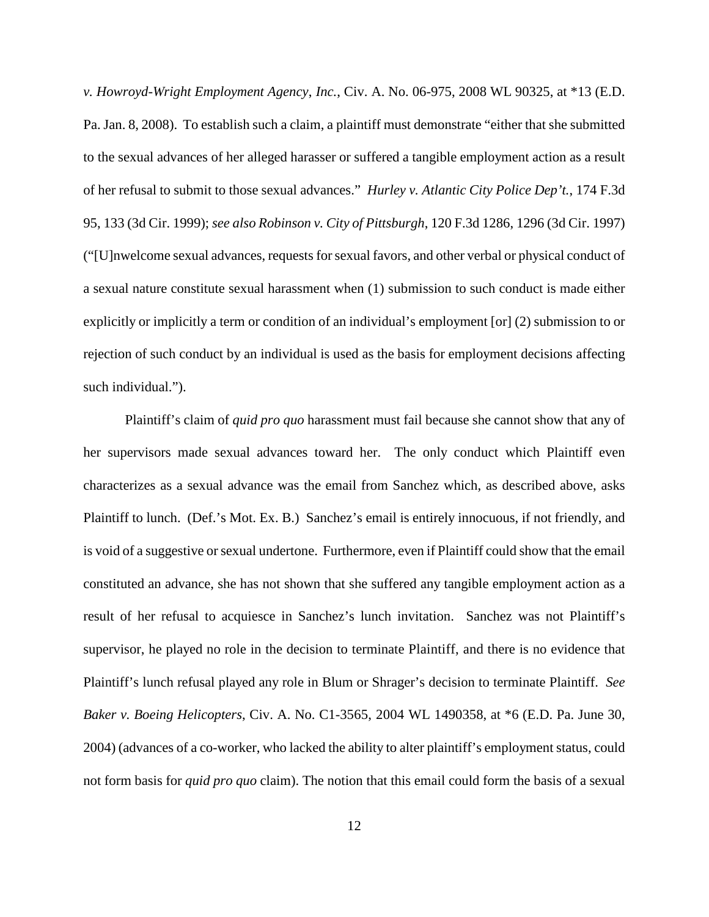*v. Howroyd-Wright Employment Agency, Inc.*, Civ. A. No. 06-975, 2008 WL 90325, at *13 (E.D. Pa. Jan. 8, 2008). To establish such a claim, a plaintiff must demonstrate "either that she submitted to the sexual advances of her alleged harasser or suffered a tangible employment action as a result of her refusal to submit to those sexual advances." *Hurley v. Atlantic City Police Dep't.*, 174 F.3d 95, 133 (3d Cir. 1999); *see also Robinson v. City of Pittsburgh*, 120 F.3d 1286, 1296 (3d Cir. 1997) ("[U]nwelcome sexual advances, requests for sexual favors, and other verbal or physical conduct of a sexual nature constitute sexual harassment when (1) submission to such conduct is made either explicitly or implicitly a term or condition of an individual's employment [or] (2) submission to or rejection of such conduct by an individual is used as the basis for employment decisions affecting such individual.").

Plaintiff's claim of *quid pro quo* harassment must fail because she cannot show that any of her supervisors made sexual advances toward her. The only conduct which Plaintiff even characterizes as a sexual advance was the email from Sanchez which, as described above, asks Plaintiff to lunch. (Def.'s Mot. Ex. B.) Sanchez's email is entirely innocuous, if not friendly, and is void of a suggestive or sexual undertone. Furthermore, even if Plaintiff could show that the email constituted an advance, she has not shown that she suffered any tangible employment action as a result of her refusal to acquiesce in Sanchez's lunch invitation. Sanchez was not Plaintiff's supervisor, he played no role in the decision to terminate Plaintiff, and there is no evidence that Plaintiff's lunch refusal played any role in Blum or Shrager's decision to terminate Plaintiff. *See Baker v. Boeing Helicopters*, Civ. A. No. C1-3565, 2004 WL 1490358, at *6 (E.D. Pa. June 30, 2004) (advances of a co-worker, who lacked the ability to alter plaintiff's employment status, could not form basis for *quid pro quo* claim). The notion that this email could form the basis of a sexual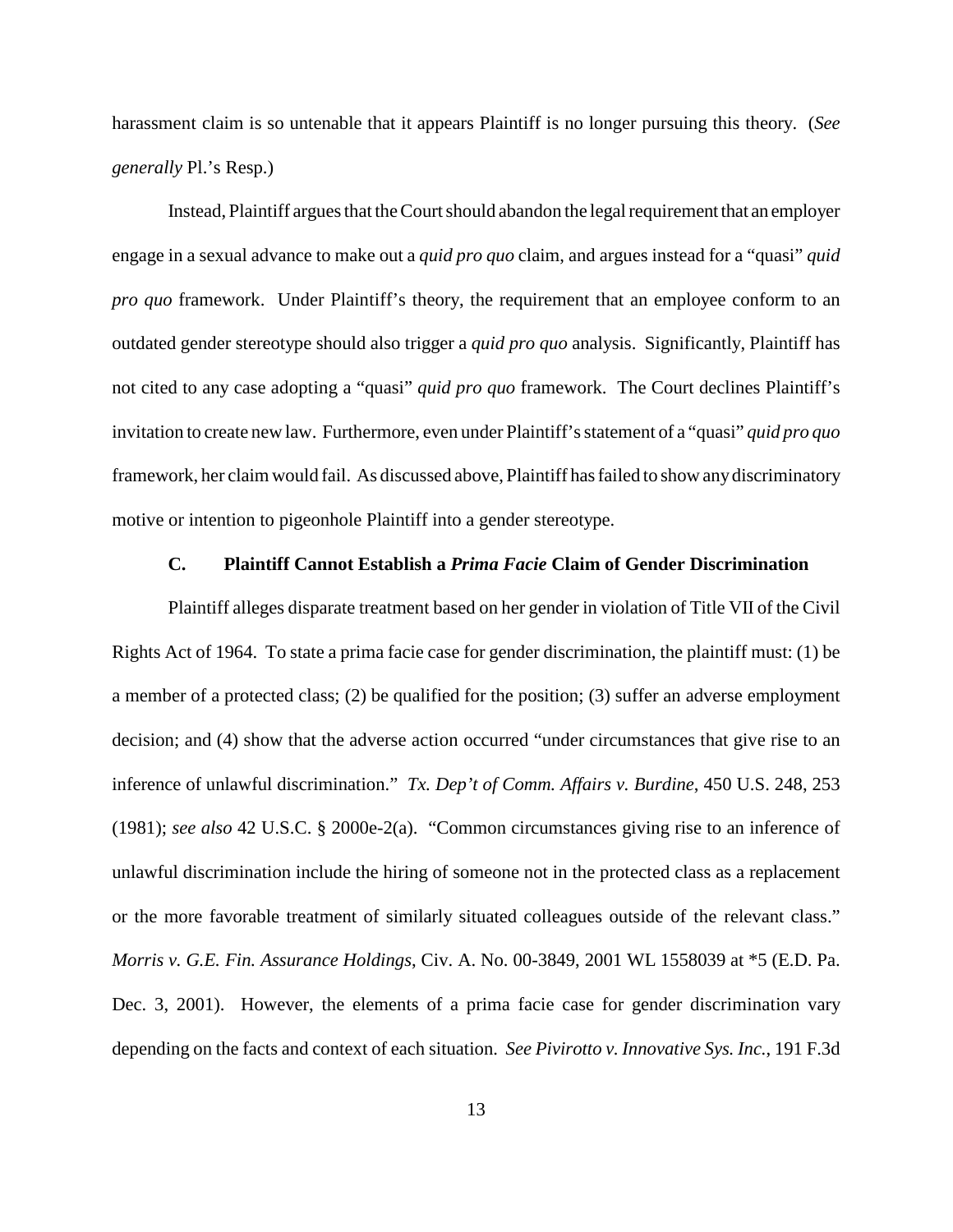harassment claim is so untenable that it appears Plaintiff is no longer pursuing this theory. (*See generally* Pl.'s Resp.)

Instead, Plaintiff argues that the Court should abandon the legal requirement that an employer engage in a sexual advance to make out a *quid pro quo* claim, and argues instead for a "quasi" *quid pro quo* framework. Under Plaintiff's theory, the requirement that an employee conform to an outdated gender stereotype should also trigger a *quid pro quo* analysis. Significantly, Plaintiff has not cited to any case adopting a "quasi" *quid pro quo* framework. The Court declines Plaintiff's invitation to create new law. Furthermore, even under Plaintiff's statement of a "quasi" *quid pro quo* framework, her claim would fail. As discussed above, Plaintiff has failed to show any discriminatory motive or intention to pigeonhole Plaintiff into a gender stereotype.

### C. Plaintiff Cannot Establish a *Prima Facie* Claim of Gender Discrimination

Plaintiff alleges disparate treatment based on her gender in violation of Title VII of the Civil Rights Act of 1964. To state a prima facie case for gender discrimination, the plaintiff must: (1) be a member of a protected class; (2) be qualified for the position; (3) suffer an adverse employment decision; and (4) show that the adverse action occurred "under circumstances that give rise to an inference of unlawful discrimination." *Tx. Dep't of Comm. Affairs v. Burdine*, 450 U.S. 248, 253 (1981); *see also* 42 U.S.C. § 2000e-2(a). "Common circumstances giving rise to an inference of unlawful discrimination include the hiring of someone not in the protected class as a replacement or the more favorable treatment of similarly situated colleagues outside of the relevant class." *Morris v. G.E. Fin. Assurance Holdings*, Civ. A. No. 00-3849, 2001 WL 1558039 at *5 (E.D. Pa. Dec. 3, 2001). However, the elements of a prima facie case for gender discrimination vary depending on the facts and context of each situation. *See Pivirotto v. Innovative Sys. Inc.*, 191 F.3d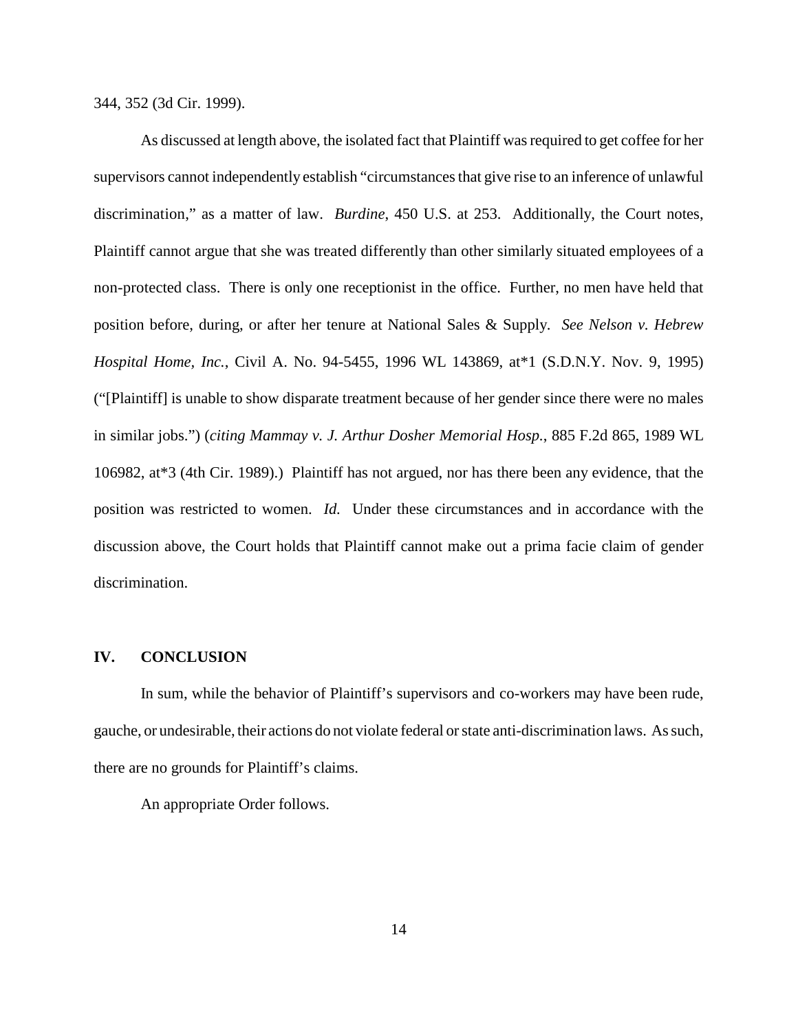344, 352 (3d Cir. 1999).

As discussed at length above, the isolated fact that Plaintiff was required to get coffee for her supervisors cannot independently establish "circumstances that give rise to an inference of unlawful discrimination," as a matter of law. *Burdine*, 450 U.S. at 253. Additionally, the Court notes, Plaintiff cannot argue that she was treated differently than other similarly situated employees of a non-protected class. There is only one receptionist in the office. Further, no men have held that position before, during, or after her tenure at National Sales & Supply. *See Nelson v. Hebrew Hospital Home, Inc.*, Civil A. No. 94-5455, 1996 WL 143869, at*1 (S.D.N.Y. Nov. 9, 1995) ("[Plaintiff] is unable to show disparate treatment because of her gender since there were no males in similar jobs.") (*citing Mammay v. J. Arthur Dosher Memorial Hosp.*, 885 F.2d 865, 1989 WL 106982, at*3 (4th Cir. 1989).) Plaintiff has not argued, nor has there been any evidence, that the position was restricted to women. *Id.* Under these circumstances and in accordance with the discussion above, the Court holds that Plaintiff cannot make out a prima facie claim of gender discrimination.

## IV. CONCLUSION

In sum, while the behavior of Plaintiff's supervisors and co-workers may have been rude, gauche, or undesirable, their actions do not violate federal or state anti-discrimination laws. As such, there are no grounds for Plaintiff's claims.

An appropriate Order follows.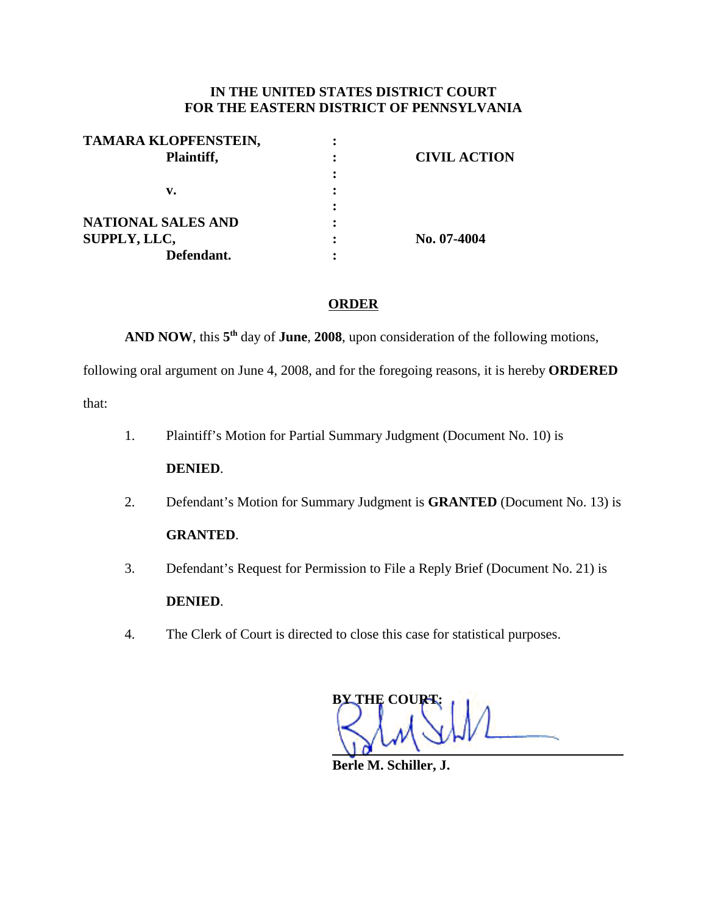**IN THE UNITED STATES DISTRICT COURT**
**FOR THE EASTERN DISTRICT OF PENNSYLVANIA**

| | | |
|---|---|---|
| **TAMARA KLOPFENSTEIN,** | : | |
| **Plaintiff,** | : | **CIVIL ACTION** |
| | : | |
| **v.** | : | |
| | : | |
| **NATIONAL SALES AND** | : | |
| **SUPPLY, LLC,** | : | **No. 07-4004** |
| **Defendant.** | : | |

## ORDER

**AND NOW**, this **5th** day of **June**, **2008**, upon consideration of the following motions, following oral argument on June 4, 2008, and for the foregoing reasons, it is hereby **ORDERED** that:

1. Plaintiff's Motion for Partial Summary Judgment (Document No. 10) is **DENIED**.

2. Defendant's Motion for Summary Judgment is **GRANTED** (Document No. 13) is **GRANTED**.

3. Defendant's Request for Permission to File a Reply Brief (Document No. 21) is **DENIED**.

4. The Clerk of Court is directed to close this case for statistical purposes.

**BY THE COURT:**

**Berle M. Schiller, J.**